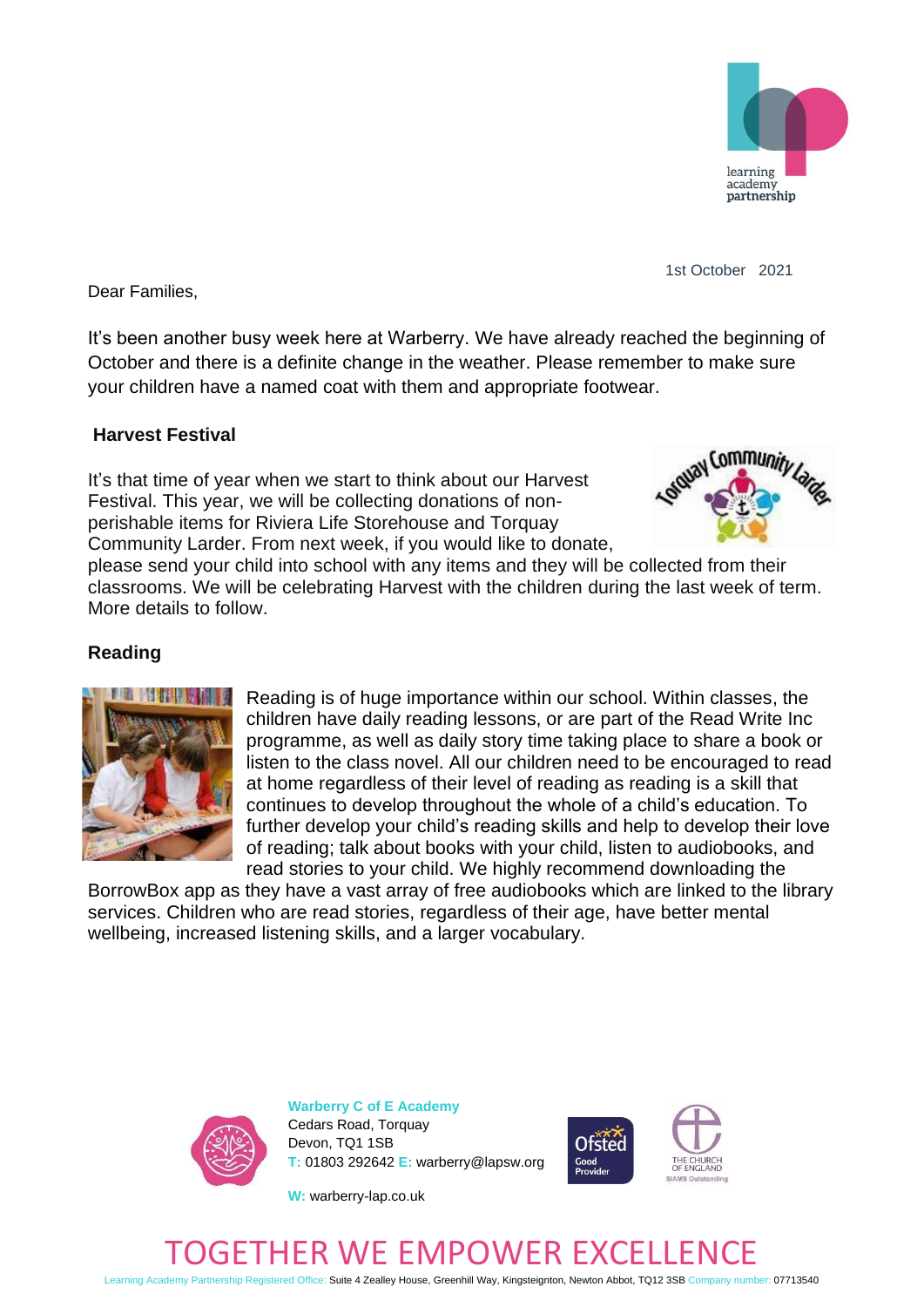1st October 2021

Dear Families,

It's been another busy week here at Warberry. We have already reached the beginning of October and there is a definite change in the weather. Please remember to make sure your children have a named coat with them and appropriate footwear.

## Harvest Festival

It's that time of year when we start to think about our Harvest Festival. This year, we will be collecting donations of non-perishable items for Riviera Life Storehouse and Torquay Community Larder. From next week, if you would like to donate, please send your child into school with any items and they will be collected from their classrooms. We will be celebrating Harvest with the children during the last week of term. More details to follow.

## Reading

Reading is of huge importance within our school. Within classes, the children have daily reading lessons, or are part of the Read Write Inc programme, as well as daily story time taking place to share a book or listen to the class novel. All our children need to be encouraged to read at home regardless of their level of reading as reading is a skill that continues to develop throughout the whole of a child's education. To further develop your child's reading skills and help to develop their love of reading; talk about books with your child, listen to audiobooks, and read stories to your child. We highly recommend downloading the BorrowBox app as they have a vast array of free audiobooks which are linked to the library services. Children who are read stories, regardless of their age, have better mental wellbeing, increased listening skills, and a larger vocabulary.

**Warberry C of E Academy**
Cedars Road, Torquay
Devon, TQ1 1SB
T: 01803 292642 E: warberry@lapsw.org
W: warberry-lap.co.uk

TOGETHER WE EMPOWER EXCELLENCE

Learning Academy Partnership Registered Office: Suite 4 Zealley House, Greenhill Way, Kingsteignton, Newton Abbot, TQ12 3SB Company number: 07713540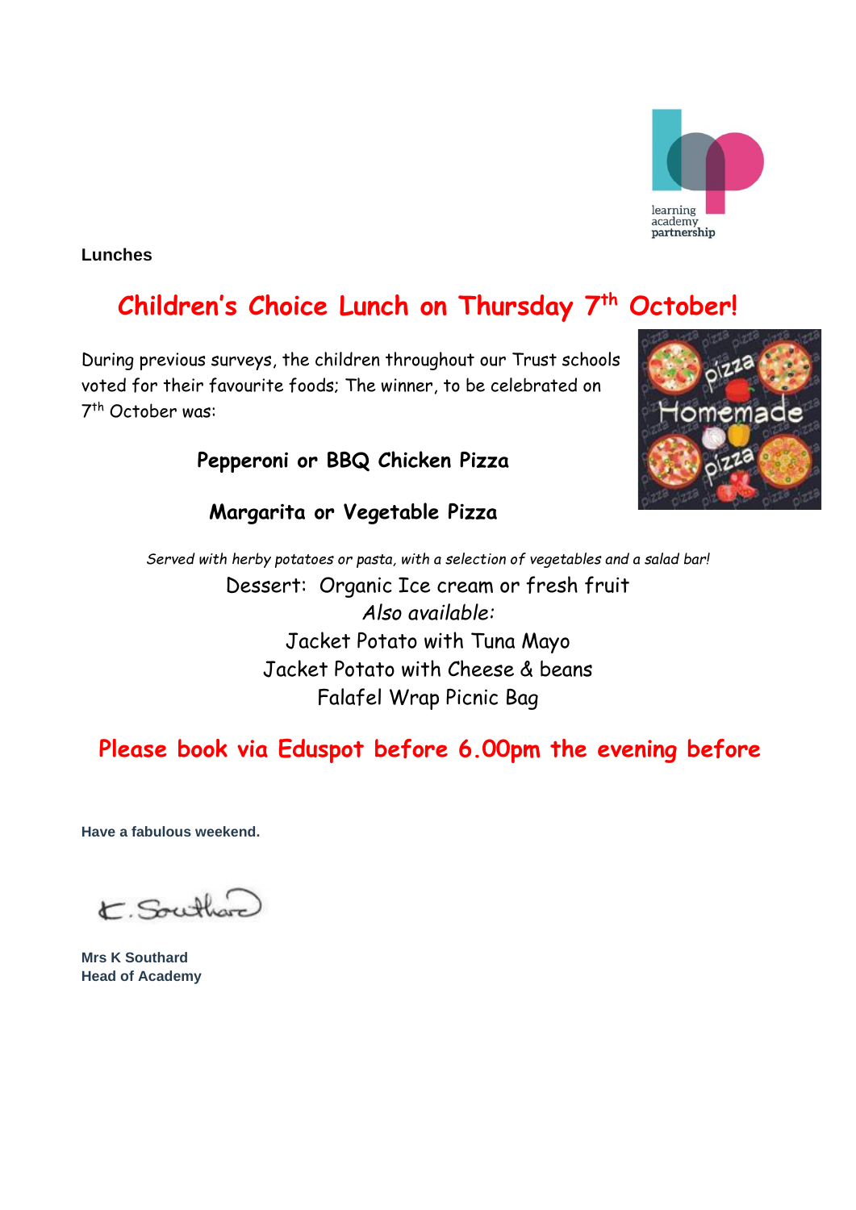**Lunches**

## Children's Choice Lunch on Thursday 7th October!

During previous surveys, the children throughout our Trust schools voted for their favourite foods; The winner, to be celebrated on 7th October was:

**Pepperoni or BBQ Chicken Pizza**

**Margarita or Vegetable Pizza**

*Served with herby potatoes or pasta, with a selection of vegetables and a salad bar!*

Dessert: Organic Ice cream or fresh fruit

*Also available:*

Jacket Potato with Tuna Mayo

Jacket Potato with Cheese & beans

Falafel Wrap Picnic Bag

**Please book via Eduspot before 6.00pm the evening before**

**Have a fabulous weekend.**

K. Southard

**Mrs K Southard**
**Head of Academy**